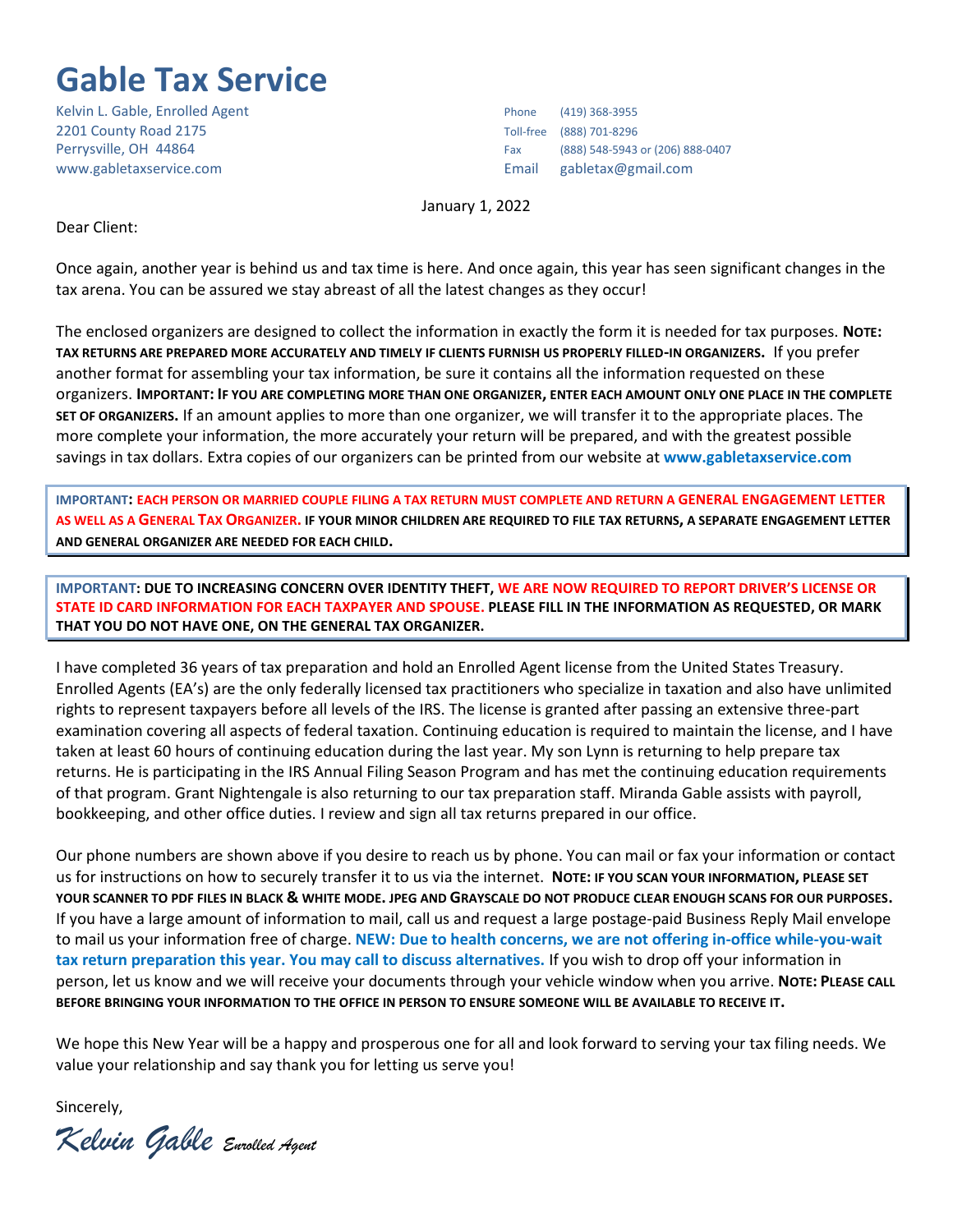# Gable Tax Service

Kelvin L. Gable, Enrolled Agent
2201 County Road 2175
Perrysville, OH 44864
www.gabletaxservice.com

Phone (419) 368-3955
Toll-free (888) 701-8296
Fax (888) 548-5943 or (206) 888-0407
Email gabletax@gmail.com

January 1, 2022

Dear Client:

Once again, another year is behind us and tax time is here. And once again, this year has seen significant changes in the tax arena. You can be assured we stay abreast of all the latest changes as they occur!

The enclosed organizers are designed to collect the information in exactly the form it is needed for tax purposes. **NOTE: TAX RETURNS ARE PREPARED MORE ACCURATELY AND TIMELY IF CLIENTS FURNISH US PROPERLY FILLED-IN ORGANIZERS.** If you prefer another format for assembling your tax information, be sure it contains all the information requested on these organizers. **IMPORTANT: IF YOU ARE COMPLETING MORE THAN ONE ORGANIZER, ENTER EACH AMOUNT ONLY ONE PLACE IN THE COMPLETE SET OF ORGANIZERS.** If an amount applies to more than one organizer, we will transfer it to the appropriate places. The more complete your information, the more accurately your return will be prepared, and with the greatest possible savings in tax dollars. Extra copies of our organizers can be printed from our website at **www.gabletaxservice.com**

> **IMPORTANT: EACH PERSON OR MARRIED COUPLE FILING A TAX RETURN MUST COMPLETE AND RETURN A GENERAL ENGAGEMENT LETTER AS WELL AS A GENERAL TAX ORGANIZER. IF YOUR MINOR CHILDREN ARE REQUIRED TO FILE TAX RETURNS, A SEPARATE ENGAGEMENT LETTER AND GENERAL ORGANIZER ARE NEEDED FOR EACH CHILD.**

> **IMPORTANT: DUE TO INCREASING CONCERN OVER IDENTITY THEFT, WE ARE NOW REQUIRED TO REPORT DRIVER'S LICENSE OR STATE ID CARD INFORMATION FOR EACH TAXPAYER AND SPOUSE. PLEASE FILL IN THE INFORMATION AS REQUESTED, OR MARK THAT YOU DO NOT HAVE ONE, ON THE GENERAL TAX ORGANIZER.**

I have completed 36 years of tax preparation and hold an Enrolled Agent license from the United States Treasury. Enrolled Agents (EA's) are the only federally licensed tax practitioners who specialize in taxation and also have unlimited rights to represent taxpayers before all levels of the IRS. The license is granted after passing an extensive three-part examination covering all aspects of federal taxation. Continuing education is required to maintain the license, and I have taken at least 60 hours of continuing education during the last year. My son Lynn is returning to help prepare tax returns. He is participating in the IRS Annual Filing Season Program and has met the continuing education requirements of that program. Grant Nightengale is also returning to our tax preparation staff. Miranda Gable assists with payroll, bookkeeping, and other office duties. I review and sign all tax returns prepared in our office.

Our phone numbers are shown above if you desire to reach us by phone. You can mail or fax your information or contact us for instructions on how to securely transfer it to us via the internet. **NOTE: IF YOU SCAN YOUR INFORMATION, PLEASE SET YOUR SCANNER TO PDF FILES IN BLACK & WHITE MODE. JPEG AND GRAYSCALE DO NOT PRODUCE CLEAR ENOUGH SCANS FOR OUR PURPOSES.** If you have a large amount of information to mail, call us and request a large postage-paid Business Reply Mail envelope to mail us your information free of charge. **NEW: Due to health concerns, we are not offering in-office while-you-wait tax return preparation this year. You may call to discuss alternatives.** If you wish to drop off your information in person, let us know and we will receive your documents through your vehicle window when you arrive. **NOTE: PLEASE CALL BEFORE BRINGING YOUR INFORMATION TO THE OFFICE IN PERSON TO ENSURE SOMEONE WILL BE AVAILABLE TO RECEIVE IT.**

We hope this New Year will be a happy and prosperous one for all and look forward to serving your tax filing needs. We value your relationship and say thank you for letting us serve you!

Sincerely,

*Kelvin Gable Enrolled Agent*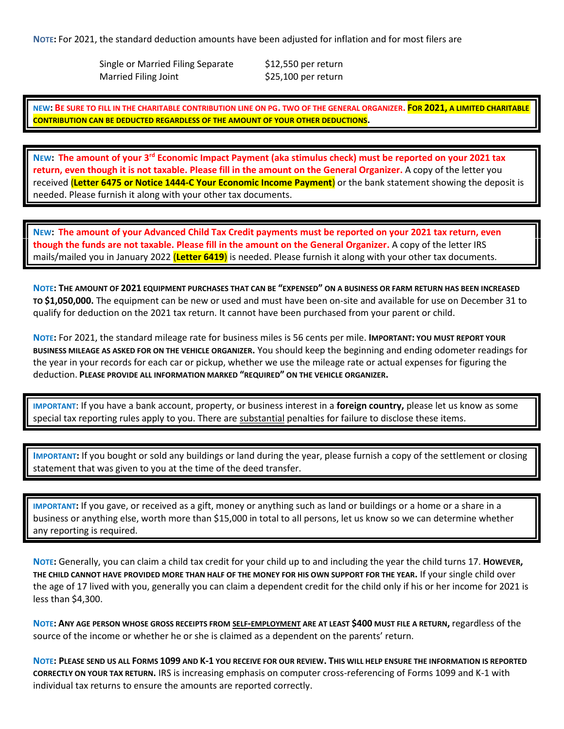**NOTE:** For 2021, the standard deduction amounts have been adjusted for inflation and for most filers are

| | |
|---|---|
| Single or Married Filing Separate | $12,550 per return |
| Married Filing Joint | $25,100 per return |

**NEW: BE SURE TO FILL IN THE CHARITABLE CONTRIBUTION LINE ON PG. TWO OF THE GENERAL ORGANIZER. FOR 2021, A LIMITED CHARITABLE CONTRIBUTION CAN BE DEDUCTED REGARDLESS OF THE AMOUNT OF YOUR OTHER DEDUCTIONS.**

**NEW: The amount of your 3rd Economic Impact Payment (aka stimulus check) must be reported on your 2021 tax return, even though it is not taxable. Please fill in the amount on the General Organizer.** A copy of the letter you received (**Letter 6475 or Notice 1444-C Your Economic Income Payment**) or the bank statement showing the deposit is needed. Please furnish it along with your other tax documents.

**NEW: The amount of your Advanced Child Tax Credit payments must be reported on your 2021 tax return, even though the funds are not taxable. Please fill in the amount on the General Organizer.** A copy of the letter IRS mails/mailed you in January 2022 (**Letter 6419**) is needed. Please furnish it along with your other tax documents.

**NOTE: THE AMOUNT OF 2021 EQUIPMENT PURCHASES THAT CAN BE "EXPENSED" ON A BUSINESS OR FARM RETURN HAS BEEN INCREASED TO $1,050,000.** The equipment can be new or used and must have been on-site and available for use on December 31 to qualify for deduction on the 2021 tax return. It cannot have been purchased from your parent or child.

**NOTE:** For 2021, the standard mileage rate for business miles is 56 cents per mile. **IMPORTANT: YOU MUST REPORT YOUR BUSINESS MILEAGE AS ASKED FOR ON THE VEHICLE ORGANIZER.** You should keep the beginning and ending odometer readings for the year in your records for each car or pickup, whether we use the mileage rate or actual expenses for figuring the deduction. **PLEASE PROVIDE ALL INFORMATION MARKED "REQUIRED" ON THE VEHICLE ORGANIZER.**

**IMPORTANT**: If you have a bank account, property, or business interest in a **foreign country,** please let us know as some special tax reporting rules apply to you. There are substantial penalties for failure to disclose these items.

**IMPORTANT:** If you bought or sold any buildings or land during the year, please furnish a copy of the settlement or closing statement that was given to you at the time of the deed transfer.

**IMPORTANT:** If you gave, or received as a gift, money or anything such as land or buildings or a home or a share in a business or anything else, worth more than $15,000 in total to all persons, let us know so we can determine whether any reporting is required.

**NOTE:** Generally, you can claim a child tax credit for your child up to and including the year the child turns 17. **HOWEVER, THE CHILD CANNOT HAVE PROVIDED MORE THAN HALF OF THE MONEY FOR HIS OWN SUPPORT FOR THE YEAR.** If your single child over the age of 17 lived with you, generally you can claim a dependent credit for the child only if his or her income for 2021 is less than $4,300.

**NOTE: ANY AGE PERSON WHOSE GROSS RECEIPTS FROM SELF-EMPLOYMENT ARE AT LEAST $400 MUST FILE A RETURN,** regardless of the source of the income or whether he or she is claimed as a dependent on the parents' return.

**NOTE: PLEASE SEND US ALL FORMS 1099 AND K-1 YOU RECEIVE FOR OUR REVIEW. THIS WILL HELP ENSURE THE INFORMATION IS REPORTED CORRECTLY ON YOUR TAX RETURN.** IRS is increasing emphasis on computer cross-referencing of Forms 1099 and K-1 with individual tax returns to ensure the amounts are reported correctly.